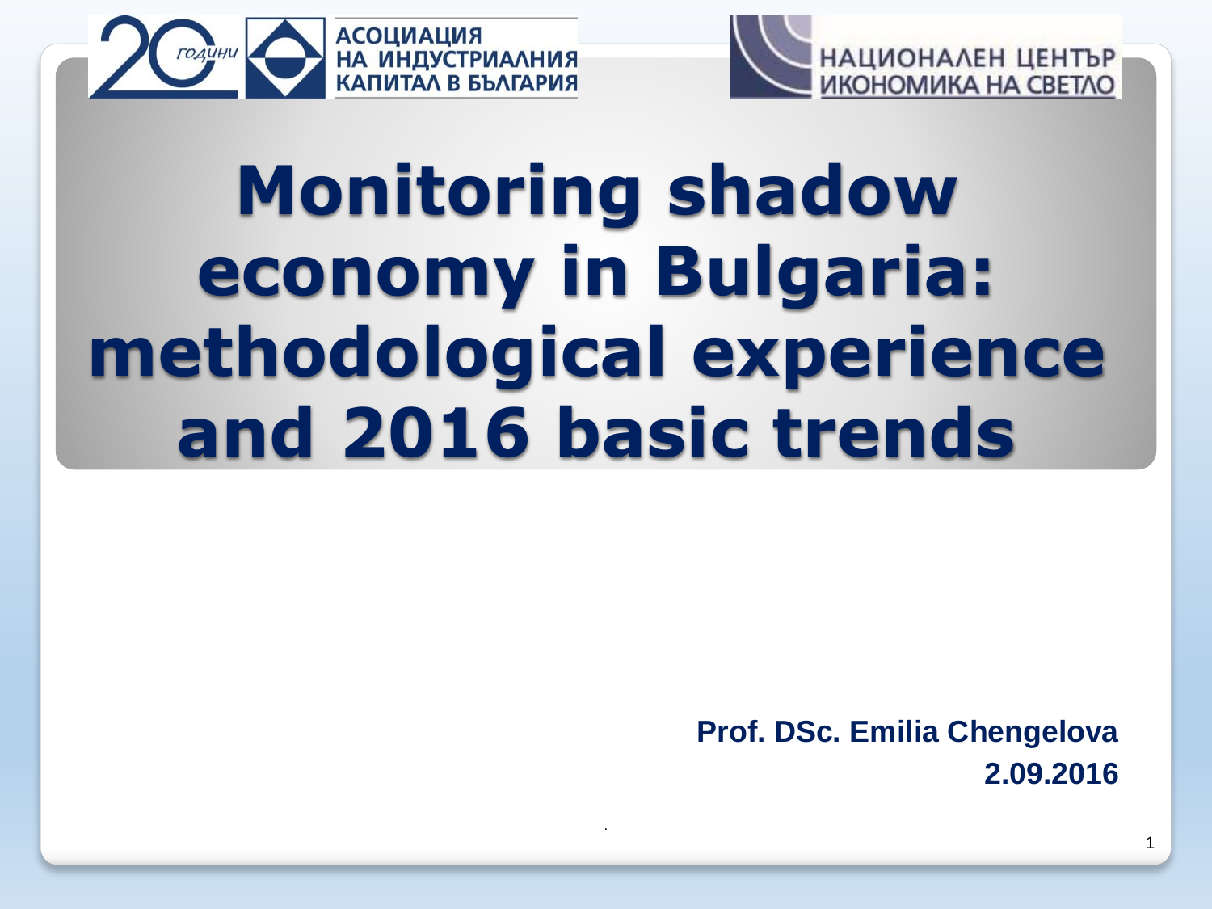АСОЦИАЦИЯ НА ИНДУСТРИАЛНИЯ КАПИТАЛ В БЪЛГАРИЯ

НАЦИОНАЛЕН ЦЕНТЪР ИКОНОМИКА НА СВЕТЛО

# Monitoring shadow economy in Bulgaria: methodological experience and 2016 basic trends

**Prof. DSc. Emilia Chengelova**
**2.09.2016**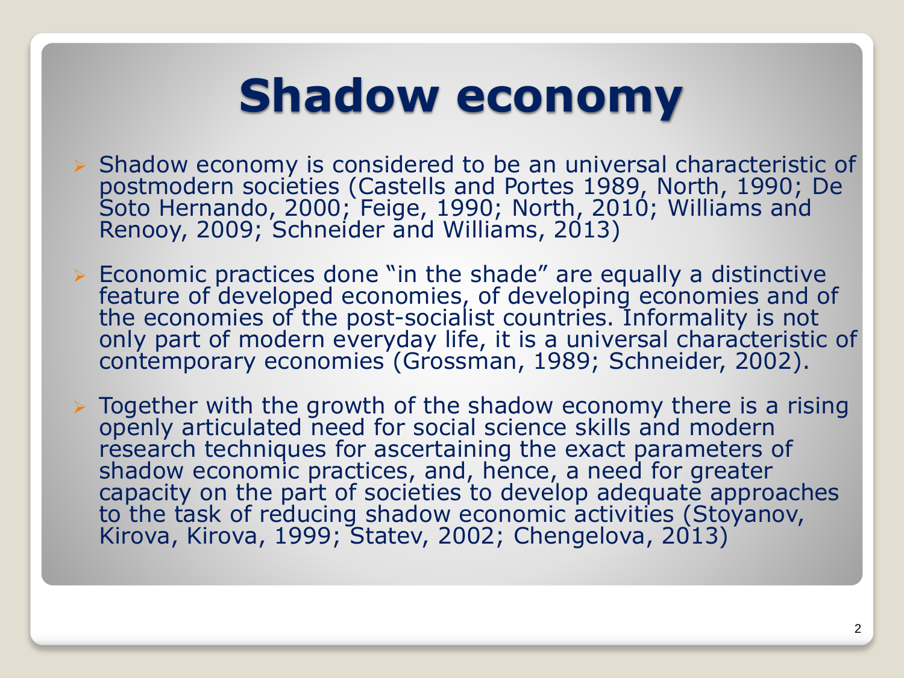# Shadow economy

- Shadow economy is considered to be an universal characteristic of postmodern societies (Castells and Portes 1989, North, 1990; De Soto Hernando, 2000; Feige, 1990; North, 2010; Williams and Renooy, 2009; Schneider and Williams, 2013)
- Economic practices done "in the shade" are equally a distinctive feature of developed economies, of developing economies and of the economies of the post-socialist countries. Informality is not only part of modern everyday life, it is a universal characteristic of contemporary economies (Grossman, 1989; Schneider, 2002).
- Together with the growth of the shadow economy there is a rising openly articulated need for social science skills and modern research techniques for ascertaining the exact parameters of shadow economic practices, and, hence, a need for greater capacity on the part of societies to develop adequate approaches to the task of reducing shadow economic activities (Stoyanov, Kirova, Kirova, 1999; Statev, 2002; Chengelova, 2013)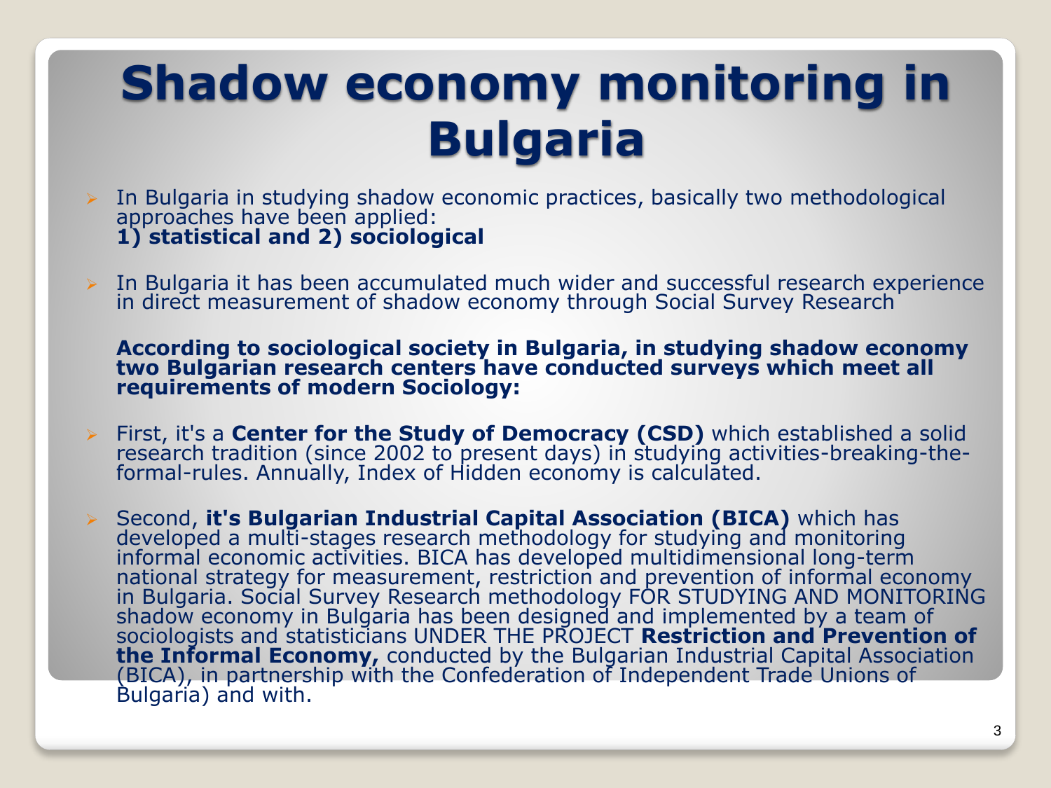# Shadow economy monitoring in Bulgaria

- In Bulgaria in studying shadow economic practices, basically two methodological approaches have been applied:
  **1) statistical and 2) sociological**

- In Bulgaria it has been accumulated much wider and successful research experience in direct measurement of shadow economy through Social Survey Research

  **According to sociological society in Bulgaria, in studying shadow economy two Bulgarian research centers have conducted surveys which meet all requirements of modern Sociology:**

- First, it's a **Center for the Study of Democracy (CSD)** which established a solid research tradition (since 2002 to present days) in studying activities-breaking-the-formal-rules. Annually, Index of Hidden economy is calculated.

- Second, **it's Bulgarian Industrial Capital Association (BICA)** which has developed a multi-stages research methodology for studying and monitoring informal economic activities. BICA has developed multidimensional long-term national strategy for measurement, restriction and prevention of informal economy in Bulgaria. Social Survey Research methodology FOR STUDYING AND MONITORING shadow economy in Bulgaria has been designed and implemented by a team of sociologists and statisticians UNDER THE PROJECT **Restriction and Prevention of the Informal Economy,** conducted by the Bulgarian Industrial Capital Association (BICA), in partnership with the Confederation of Independent Trade Unions of Bulgaria) and with.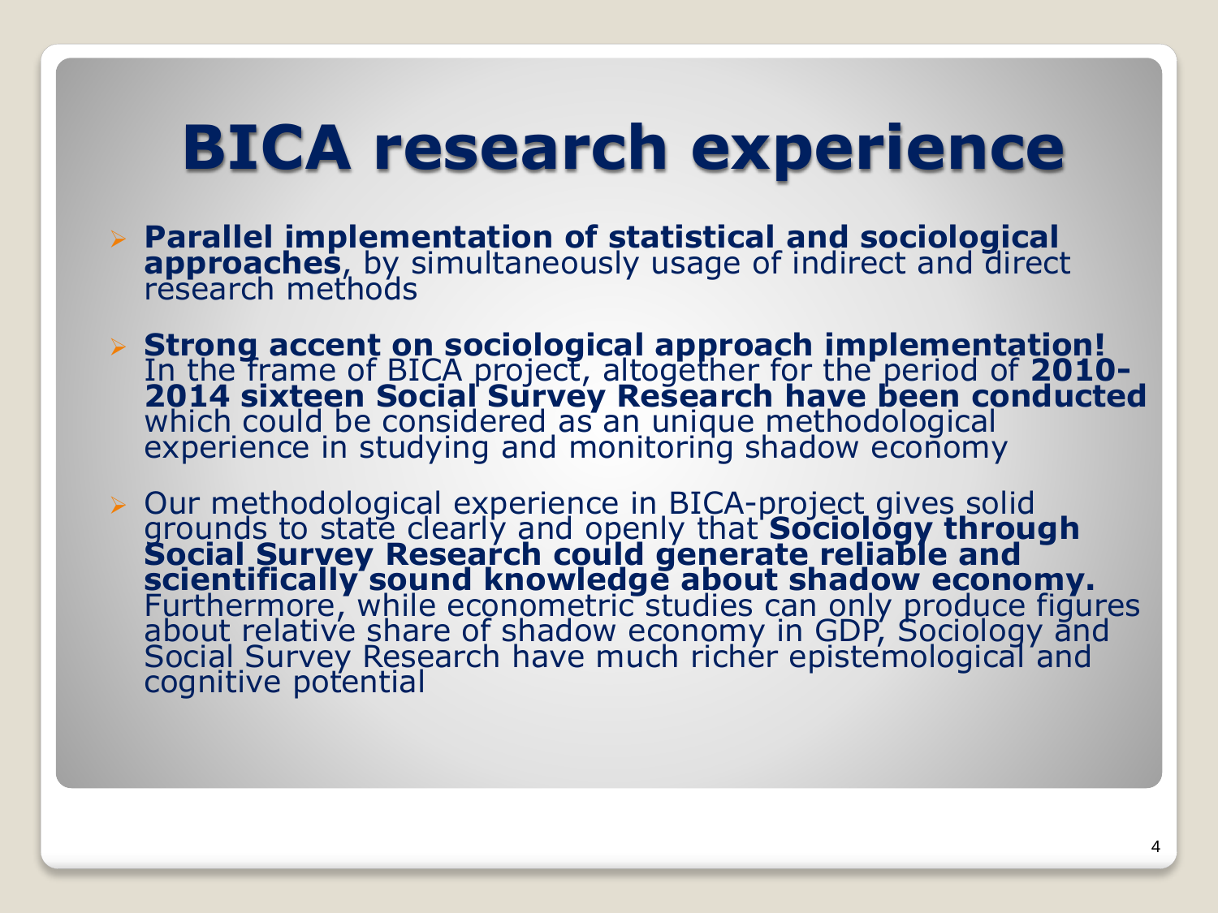# BICA research experience

- **Parallel implementation of statistical and sociological approaches**, by simultaneously usage of indirect and direct research methods

- **Strong accent on sociological approach implementation!** In the frame of BICA project, altogether for the period of **2010-2014 sixteen Social Survey Research have been conducted** which could be considered as an unique methodological experience in studying and monitoring shadow economy

- Our methodological experience in BICA-project gives solid grounds to state clearly and openly that **Sociology through Social Survey Research could generate reliable and scientifically sound knowledge about shadow economy.** Furthermore, while econometric studies can only produce figures about relative share of shadow economy in GDP, Sociology and Social Survey Research have much richer epistemological and cognitive potential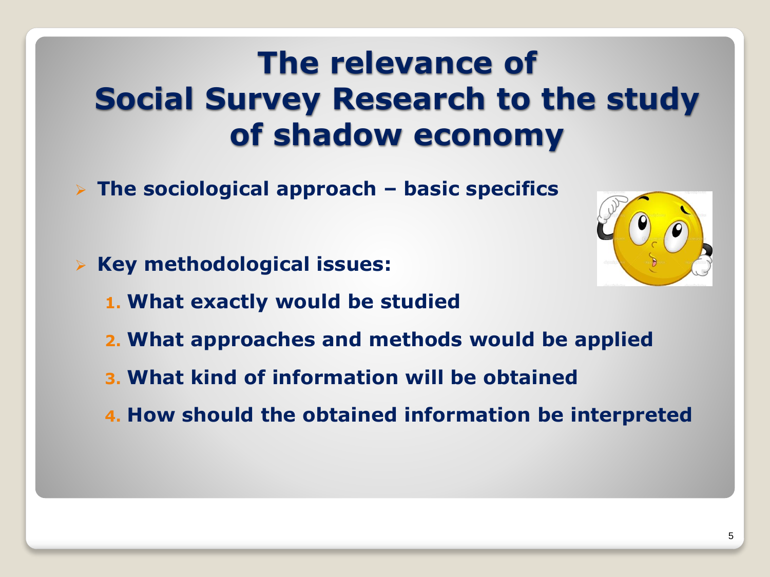# The relevance of Social Survey Research to the study of shadow economy

- **The sociological approach – basic specifics**

- **Key methodological issues:**
  1. **What exactly would be studied**
  2. **What approaches and methods would be applied**
  3. **What kind of information will be obtained**
  4. **How should the obtained information be interpreted**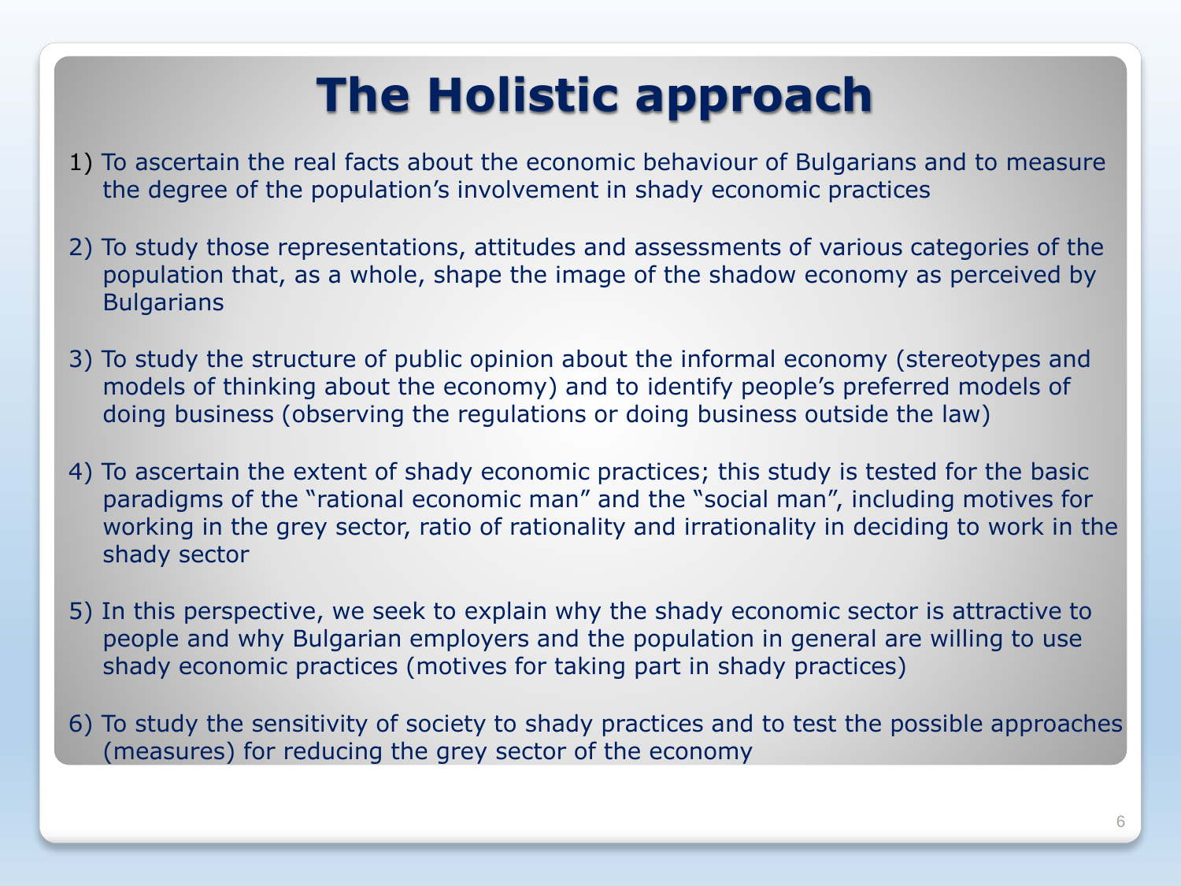# The Holistic approach

1) To ascertain the real facts about the economic behaviour of Bulgarians and to measure the degree of the population's involvement in shady economic practices

2) To study those representations, attitudes and assessments of various categories of the population that, as a whole, shape the image of the shadow economy as perceived by Bulgarians

3) To study the structure of public opinion about the informal economy (stereotypes and models of thinking about the economy) and to identify people's preferred models of doing business (observing the regulations or doing business outside the law)

4) To ascertain the extent of shady economic practices; this study is tested for the basic paradigms of the "rational economic man" and the "social man", including motives for working in the grey sector, ratio of rationality and irrationality in deciding to work in the shady sector

5) In this perspective, we seek to explain why the shady economic sector is attractive to people and why Bulgarian employers and the population in general are willing to use shady economic practices (motives for taking part in shady practices)

6) To study the sensitivity of society to shady practices and to test the possible approaches (measures) for reducing the grey sector of the economy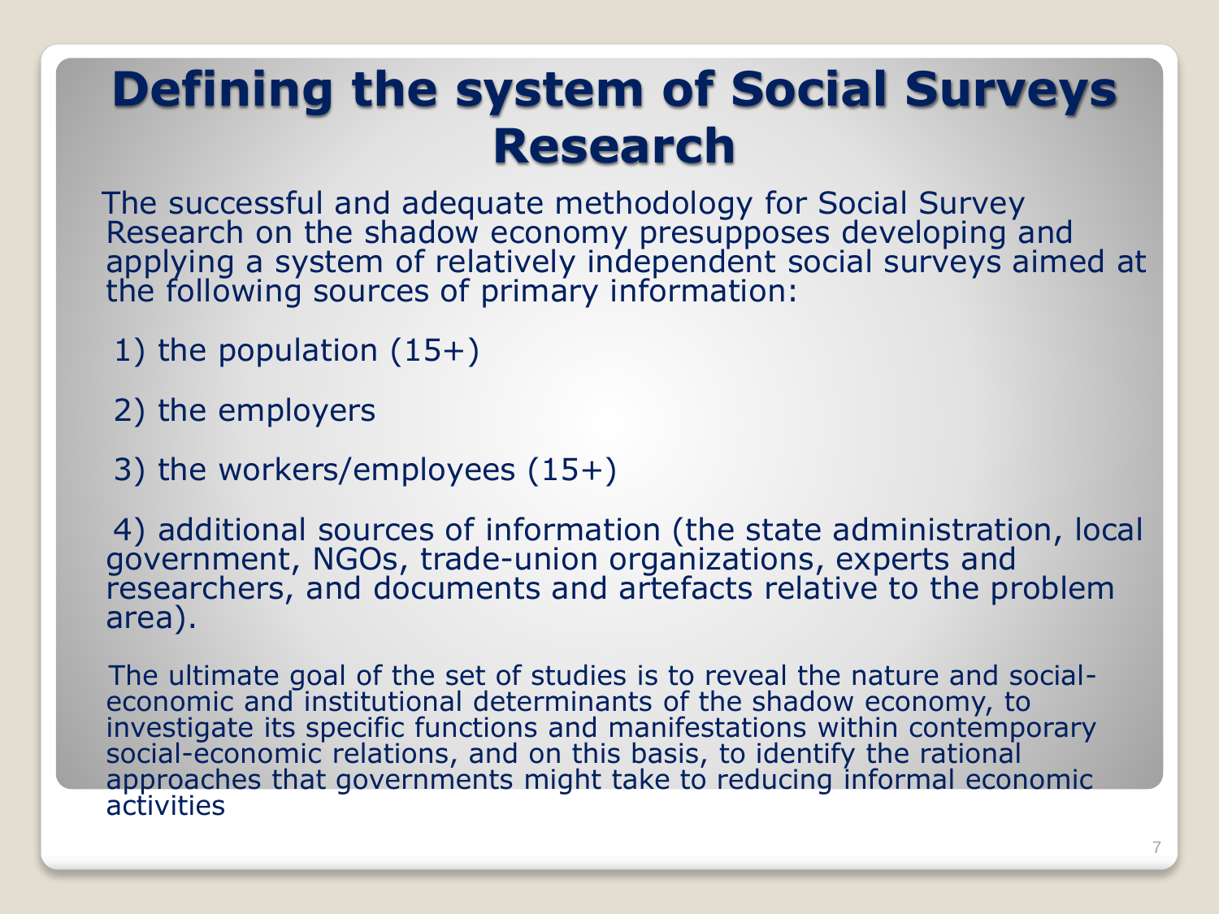# Defining the system of Social Surveys Research

The successful and adequate methodology for Social Survey Research on the shadow economy presupposes developing and applying a system of relatively independent social surveys aimed at the following sources of primary information:

1) the population (15+)

2) the employers

3) the workers/employees (15+)

4) additional sources of information (the state administration, local government, NGOs, trade-union organizations, experts and researchers, and documents and artefacts relative to the problem area).

The ultimate goal of the set of studies is to reveal the nature and social-economic and institutional determinants of the shadow economy, to investigate its specific functions and manifestations within contemporary social-economic relations, and on this basis, to identify the rational approaches that governments might take to reducing informal economic activities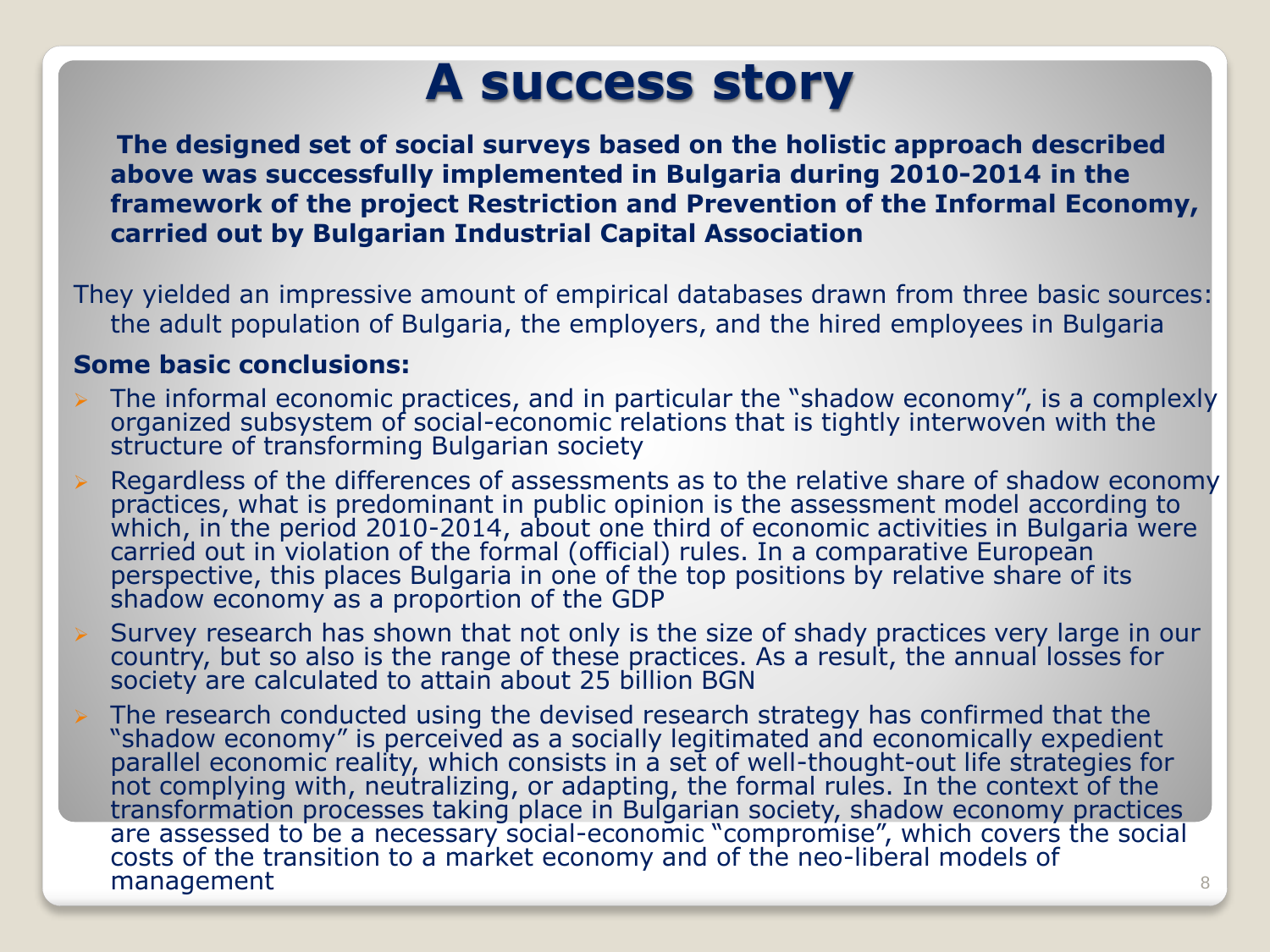# A success story

**The designed set of social surveys based on the holistic approach described above was successfully implemented in Bulgaria during 2010-2014 in the framework of the project Restriction and Prevention of the Informal Economy, carried out by Bulgarian Industrial Capital Association**

They yielded an impressive amount of empirical databases drawn from three basic sources: the adult population of Bulgaria, the employers, and the hired employees in Bulgaria

**Some basic conclusions:**

- The informal economic practices, and in particular the "shadow economy", is a complexly organized subsystem of social-economic relations that is tightly interwoven with the structure of transforming Bulgarian society
- Regardless of the differences of assessments as to the relative share of shadow economy practices, what is predominant in public opinion is the assessment model according to which, in the period 2010-2014, about one third of economic activities in Bulgaria were carried out in violation of the formal (official) rules. In a comparative European perspective, this places Bulgaria in one of the top positions by relative share of its shadow economy as a proportion of the GDP
- Survey research has shown that not only is the size of shady practices very large in our country, but so also is the range of these practices. As a result, the annual losses for society are calculated to attain about 25 billion BGN
- The research conducted using the devised research strategy has confirmed that the "shadow economy" is perceived as a socially legitimated and economically expedient parallel economic reality, which consists in a set of well-thought-out life strategies for not complying with, neutralizing, or adapting, the formal rules. In the context of the transformation processes taking place in Bulgarian society, shadow economy practices are assessed to be a necessary social-economic "compromise", which covers the social costs of the transition to a market economy and of the neo-liberal models of management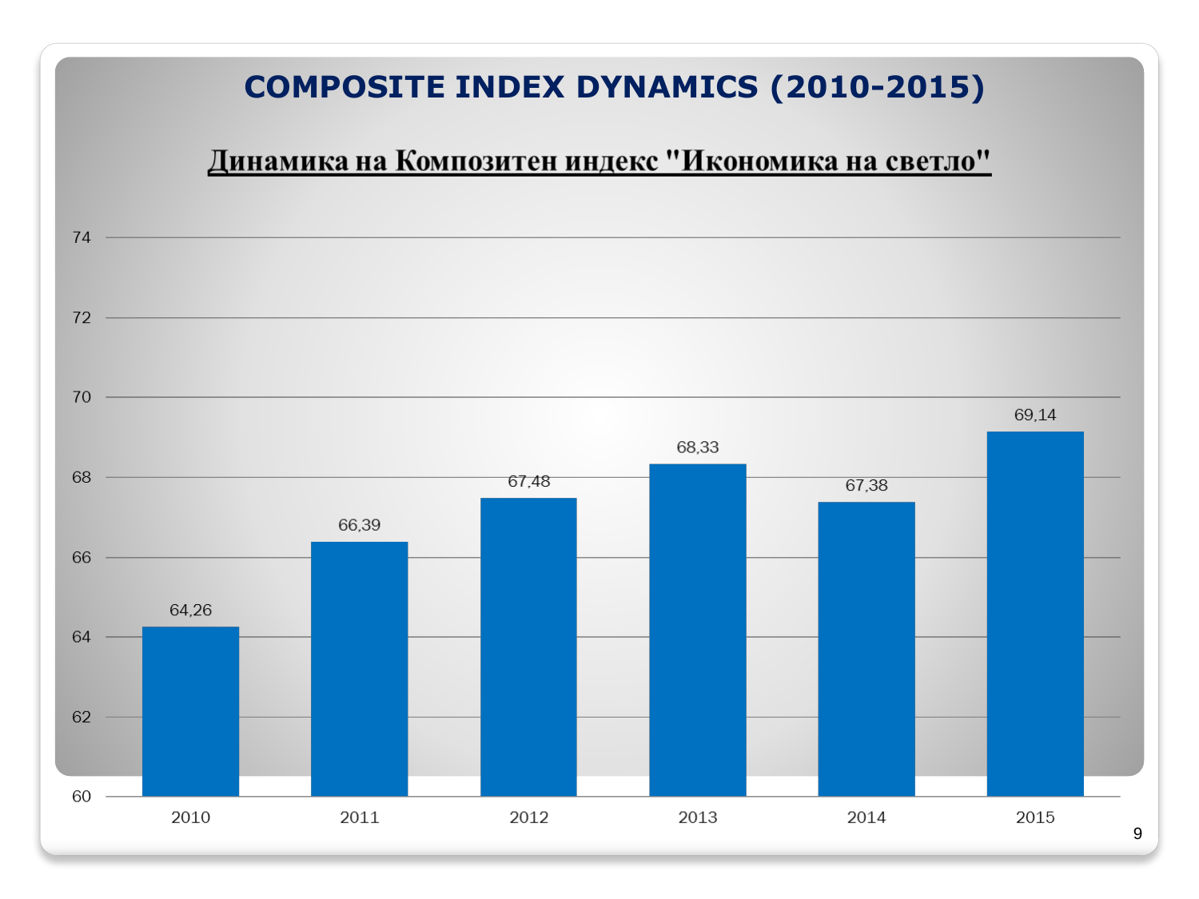# COMPOSITE INDEX DYNAMICS (2010-2015)

**Динамика на Композитен индекс "Икономика на светло"**

| Year | Value |
|---|---|
| 2010 | 64,26 |
| 2011 | 66,39 |
| 2012 | 67,48 |
| 2013 | 68,33 |
| 2014 | 67,38 |
| 2015 | 69,14 |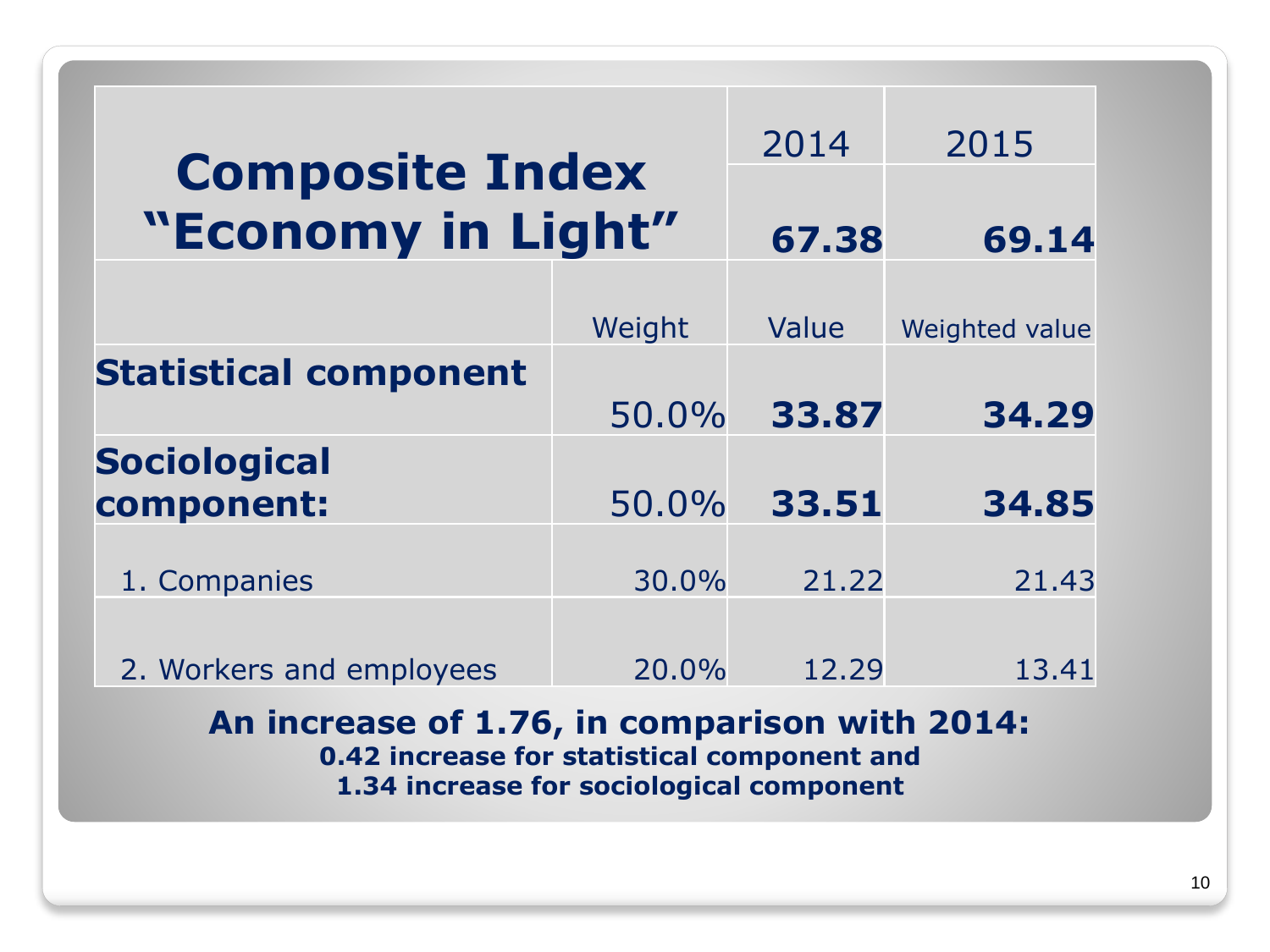| Composite Index "Economy in Light" | | 2014 | 2015 |
|---|---|---|---|
| | | **67.38** | **69.14** |
| | Weight | Value | Weighted value |
| **Statistical component** | 50.0% | **33.87** | **34.29** |
| **Sociological component:** | 50.0% | **33.51** | **34.85** |
| 1. Companies | 30.0% | 21.22 | 21.43 |
| 2. Workers and employees | 20.0% | 12.29 | 13.41 |

**An increase of 1.76, in comparison with 2014:**
**0.42 increase for statistical component and**
**1.34 increase for sociological component**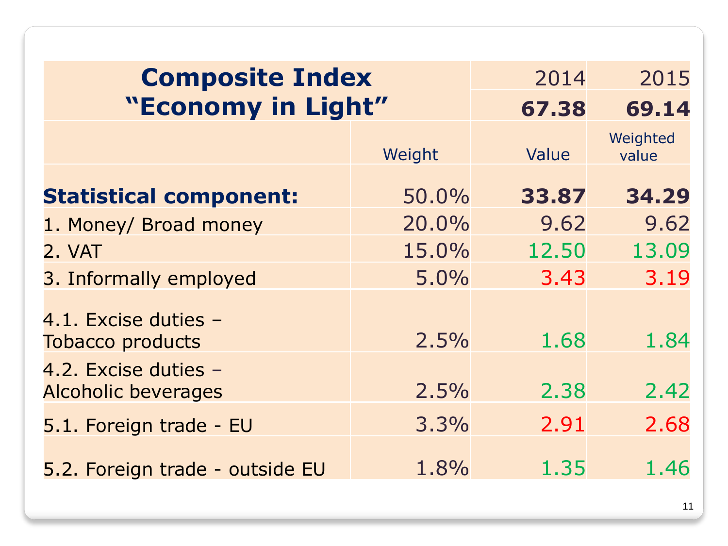| Composite Index "Economy in Light" | | 2014 | 2015 |
|---|---|---|---|
| | | **67.38** | **69.14** |
| | Weight | Value | Weighted value |
| **Statistical component:** | 50.0% | **33.87** | **34.29** |
| 1. Money/ Broad money | 20.0% | 9.62 | 9.62 |
| 2. VAT | 15.0% | 12.50 | 13.09 |
| 3. Informally employed | 5.0% | 3.43 | 3.19 |
| 4.1. Excise duties – Tobacco products | 2.5% | 1.68 | 1.84 |
| 4.2. Excise duties – Alcoholic beverages | 2.5% | 2.38 | 2.42 |
| 5.1. Foreign trade - EU | 3.3% | 2.91 | 2.68 |
| 5.2. Foreign trade - outside EU | 1.8% | 1.35 | 1.46 |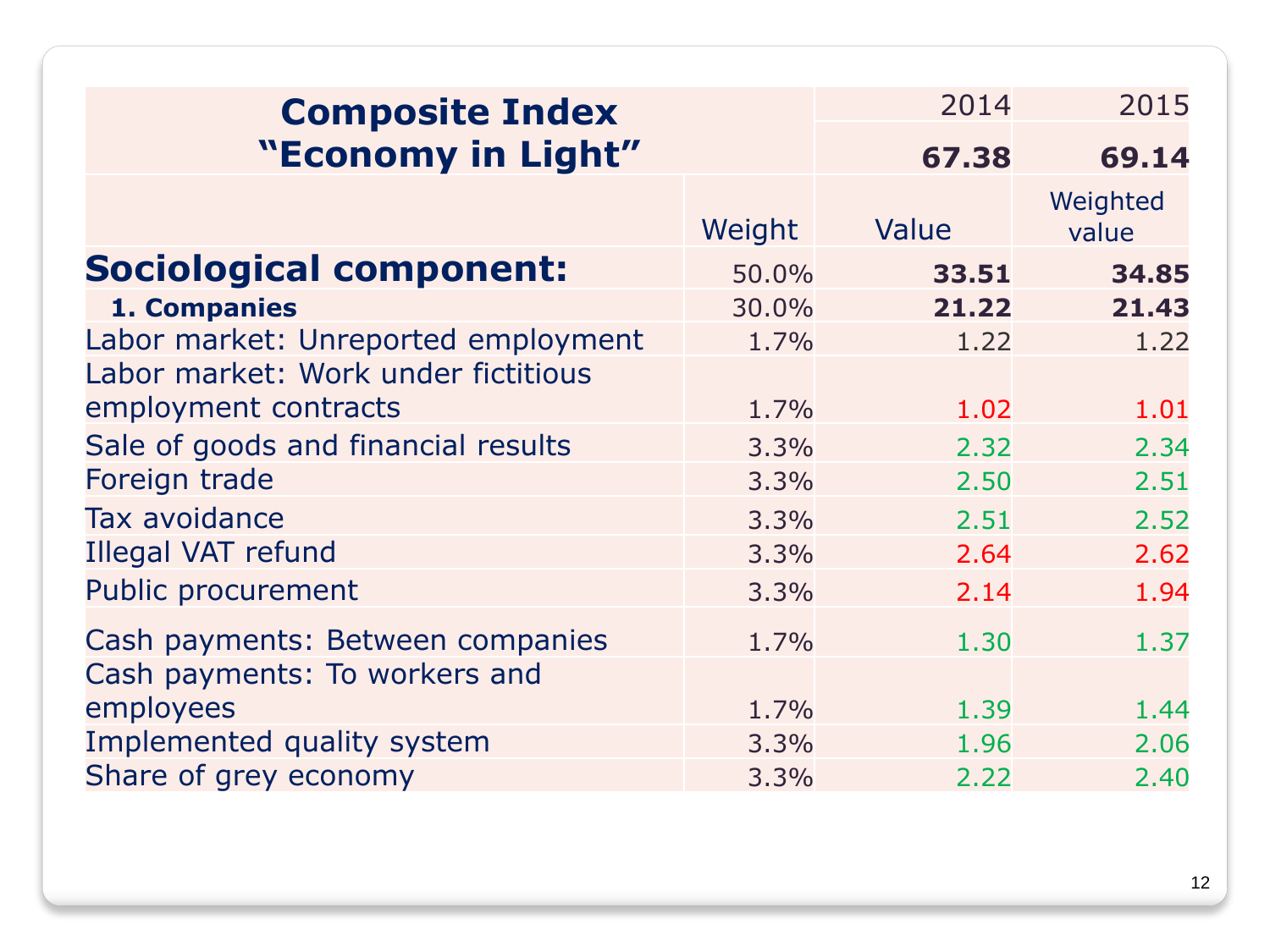| Composite Index "Economy in Light" | | 2014 | 2015 |
|---|---|---|---|
| | | **67.38** | **69.14** |
| | Weight | Value | Weighted value |
| **Sociological component:** | 50.0% | **33.51** | **34.85** |
| **1. Companies** | 30.0% | **21.22** | **21.43** |
| Labor market: Unreported employment | 1.7% | 1.22 | 1.22 |
| Labor market: Work under fictitious employment contracts | 1.7% | 1.02 | 1.01 |
| Sale of goods and financial results | 3.3% | 2.32 | 2.34 |
| Foreign trade | 3.3% | 2.50 | 2.51 |
| Tax avoidance | 3.3% | 2.51 | 2.52 |
| Illegal VAT refund | 3.3% | 2.64 | 2.62 |
| Public procurement | 3.3% | 2.14 | 1.94 |
| Cash payments: Between companies | 1.7% | 1.30 | 1.37 |
| Cash payments: To workers and employees | 1.7% | 1.39 | 1.44 |
| Implemented quality system | 3.3% | 1.96 | 2.06 |
| Share of grey economy | 3.3% | 2.22 | 2.40 |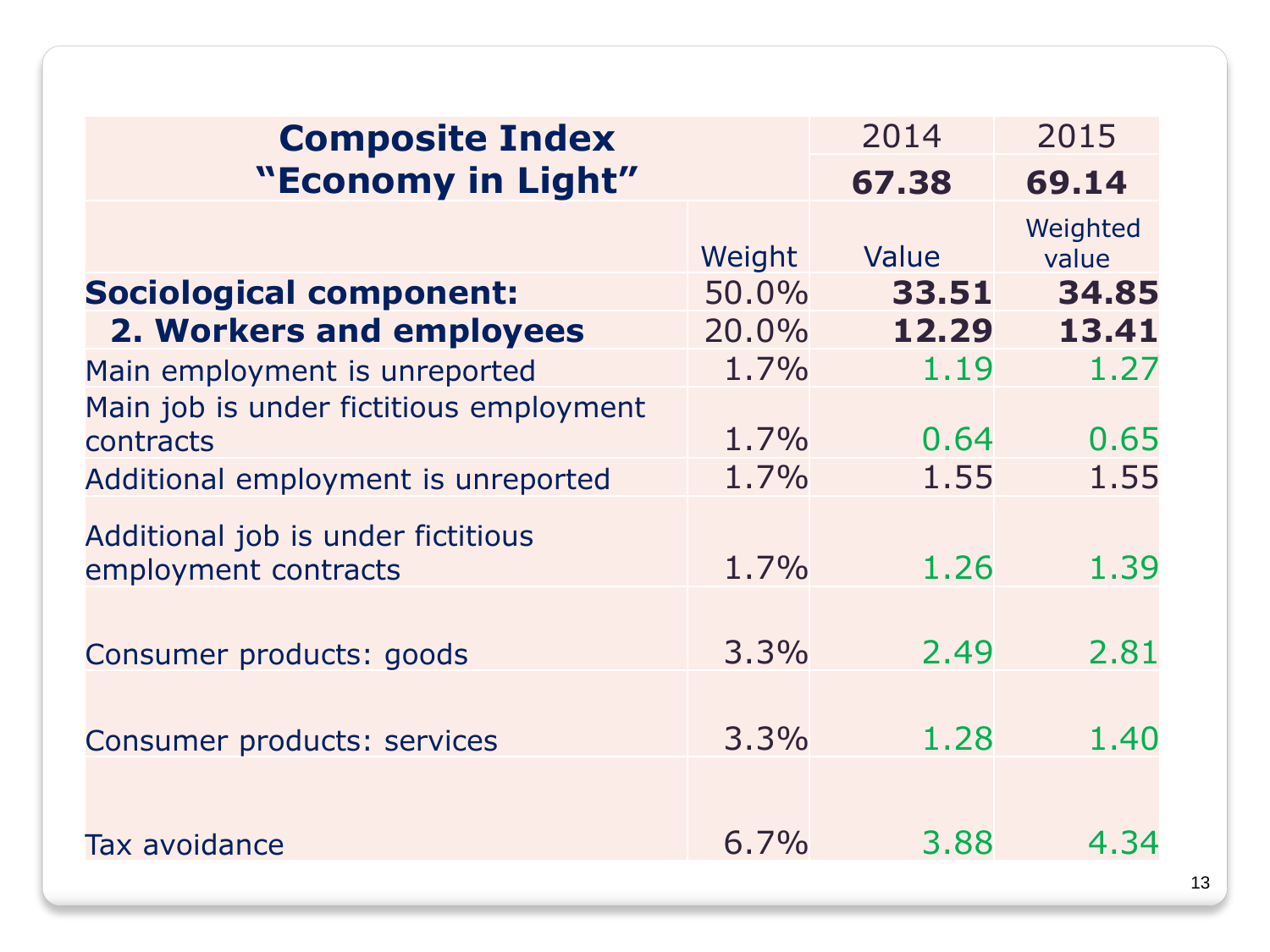| Composite Index "Economy in Light" | | 2014 | 2015 |
|---|---|---|---|
| | | **67.38** | **69.14** |
| | Weight | Value | Weighted value |
| **Sociological component:** | 50.0% | **33.51** | **34.85** |
| **2. Workers and employees** | 20.0% | **12.29** | **13.41** |
| Main employment is unreported | 1.7% | 1.19 | 1.27 |
| Main job is under fictitious employment contracts | 1.7% | 0.64 | 0.65 |
| Additional employment is unreported | 1.7% | 1.55 | 1.55 |
| Additional job is under fictitious employment contracts | 1.7% | 1.26 | 1.39 |
| Consumer products: goods | 3.3% | 2.49 | 2.81 |
| Consumer products: services | 3.3% | 1.28 | 1.40 |
| Tax avoidance | 6.7% | 3.88 | 4.34 |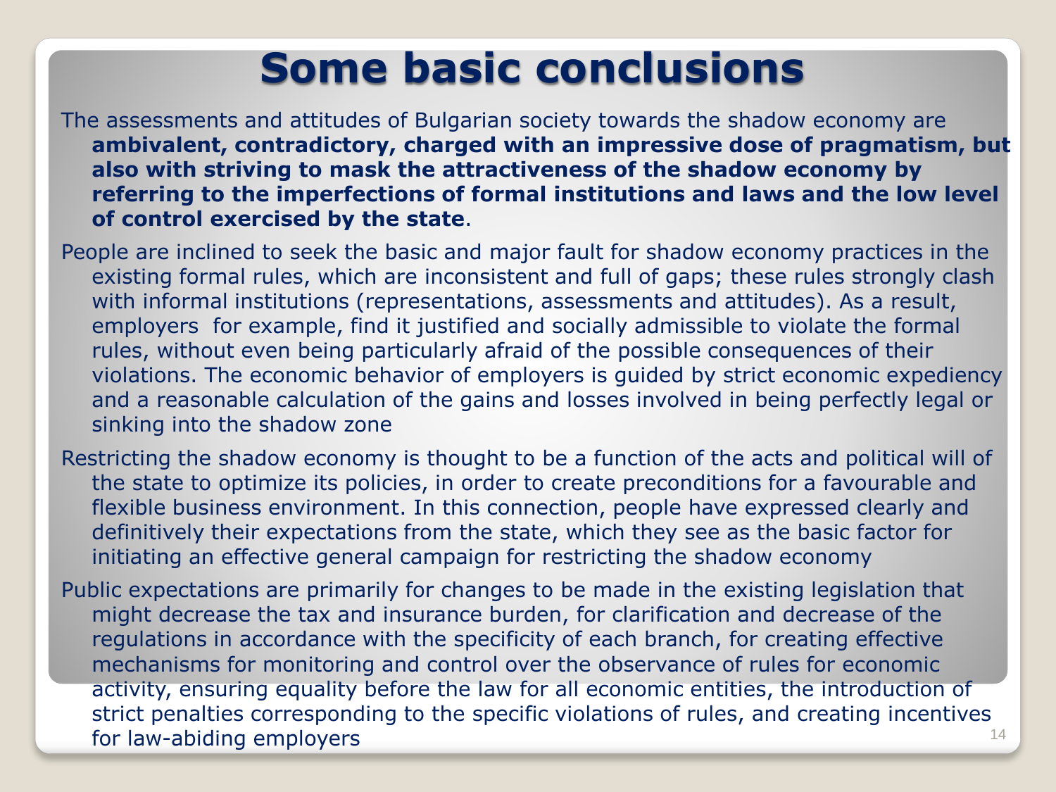# Some basic conclusions

The assessments and attitudes of Bulgarian society towards the shadow economy are **ambivalent, contradictory, charged with an impressive dose of pragmatism, but also with striving to mask the attractiveness of the shadow economy by referring to the imperfections of formal institutions and laws and the low level of control exercised by the state**.

People are inclined to seek the basic and major fault for shadow economy practices in the existing formal rules, which are inconsistent and full of gaps; these rules strongly clash with informal institutions (representations, assessments and attitudes). As a result, employers for example, find it justified and socially admissible to violate the formal rules, without even being particularly afraid of the possible consequences of their violations. The economic behavior of employers is guided by strict economic expediency and a reasonable calculation of the gains and losses involved in being perfectly legal or sinking into the shadow zone

Restricting the shadow economy is thought to be a function of the acts and political will of the state to optimize its policies, in order to create preconditions for a favourable and flexible business environment. In this connection, people have expressed clearly and definitively their expectations from the state, which they see as the basic factor for initiating an effective general campaign for restricting the shadow economy

Public expectations are primarily for changes to be made in the existing legislation that might decrease the tax and insurance burden, for clarification and decrease of the regulations in accordance with the specificity of each branch, for creating effective mechanisms for monitoring and control over the observance of rules for economic activity, ensuring equality before the law for all economic entities, the introduction of strict penalties corresponding to the specific violations of rules, and creating incentives for law-abiding employers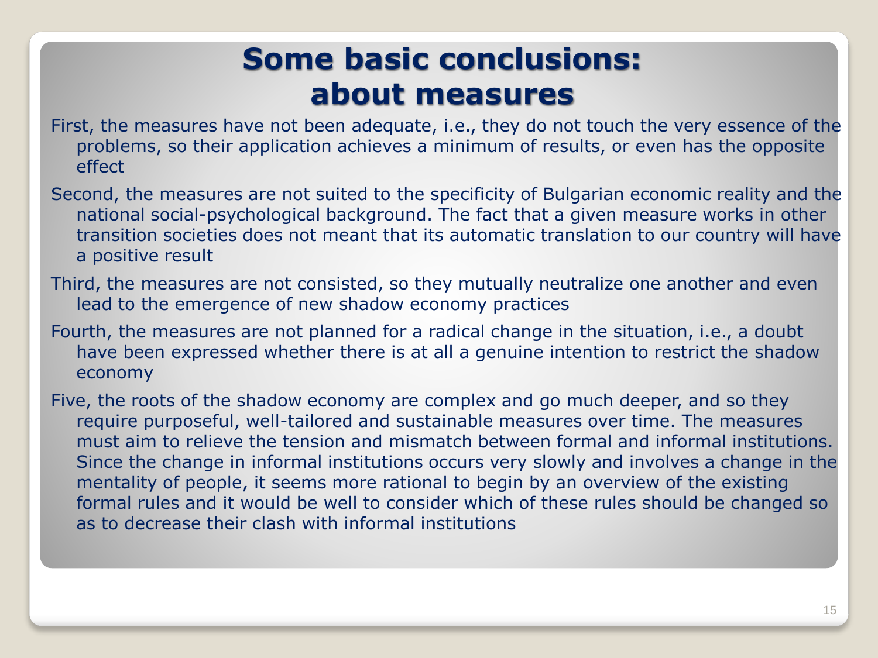# Some basic conclusions: about measures

First, the measures have not been adequate, i.e., they do not touch the very essence of the problems, so their application achieves a minimum of results, or even has the opposite effect

Second, the measures are not suited to the specificity of Bulgarian economic reality and the national social-psychological background. The fact that a given measure works in other transition societies does not meant that its automatic translation to our country will have a positive result

Third, the measures are not consisted, so they mutually neutralize one another and even lead to the emergence of new shadow economy practices

Fourth, the measures are not planned for a radical change in the situation, i.e., a doubt have been expressed whether there is at all a genuine intention to restrict the shadow economy

Five, the roots of the shadow economy are complex and go much deeper, and so they require purposeful, well-tailored and sustainable measures over time. The measures must aim to relieve the tension and mismatch between formal and informal institutions. Since the change in informal institutions occurs very slowly and involves a change in the mentality of people, it seems more rational to begin by an overview of the existing formal rules and it would be well to consider which of these rules should be changed so as to decrease their clash with informal institutions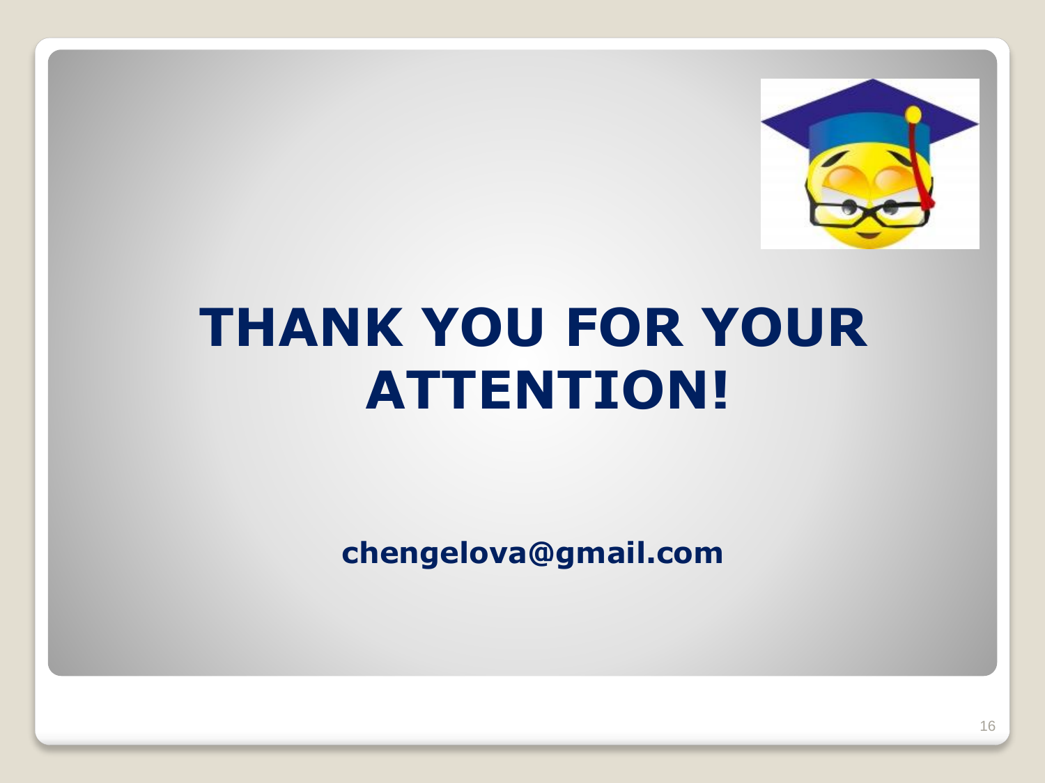# THANK YOU FOR YOUR ATTENTION!

**chengelova@gmail.com**